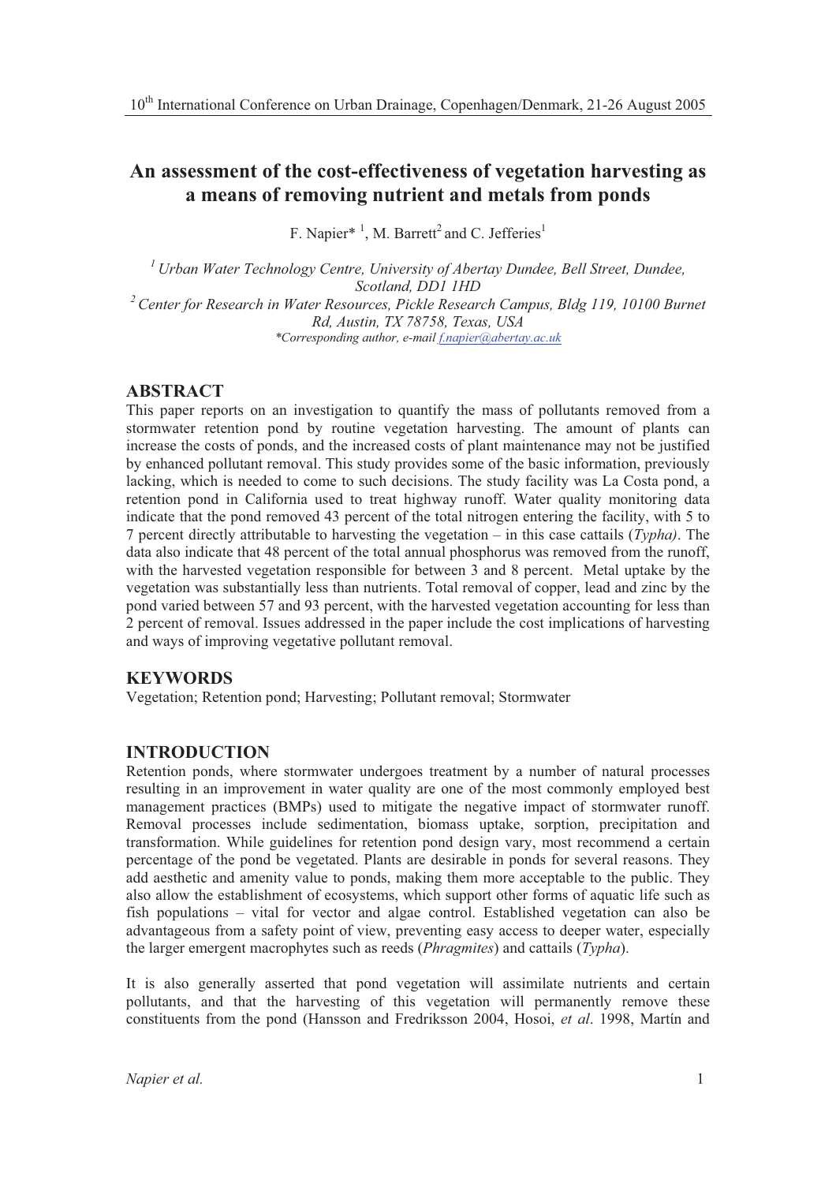# An assessment of the cost-effectiveness of vegetation harvesting as a means of removing nutrient and metals from ponds

F. Napier* [1], M. Barrett[2] and C. Jefferies[1]

[1] *Urban Water Technology Centre, University of Abertay Dundee, Bell Street, Dundee, Scotland, DD1 1HD*
[2] *Center for Research in Water Resources, Pickle Research Campus, Bldg 119, 10100 Burnet Rd, Austin, TX 78758, Texas, USA*
*\*Corresponding author, e-mail f.napier@abertay.ac.uk*

## ABSTRACT

This paper reports on an investigation to quantify the mass of pollutants removed from a stormwater retention pond by routine vegetation harvesting. The amount of plants can increase the costs of ponds, and the increased costs of plant maintenance may not be justified by enhanced pollutant removal. This study provides some of the basic information, previously lacking, which is needed to come to such decisions. The study facility was La Costa pond, a retention pond in California used to treat highway runoff. Water quality monitoring data indicate that the pond removed 43 percent of the total nitrogen entering the facility, with 5 to 7 percent directly attributable to harvesting the vegetation – in this case cattails (*Typha)*. The data also indicate that 48 percent of the total annual phosphorus was removed from the runoff, with the harvested vegetation responsible for between 3 and 8 percent. Metal uptake by the vegetation was substantially less than nutrients. Total removal of copper, lead and zinc by the pond varied between 57 and 93 percent, with the harvested vegetation accounting for less than 2 percent of removal. Issues addressed in the paper include the cost implications of harvesting and ways of improving vegetative pollutant removal.

## KEYWORDS

Vegetation; Retention pond; Harvesting; Pollutant removal; Stormwater

## INTRODUCTION

Retention ponds, where stormwater undergoes treatment by a number of natural processes resulting in an improvement in water quality are one of the most commonly employed best management practices (BMPs) used to mitigate the negative impact of stormwater runoff. Removal processes include sedimentation, biomass uptake, sorption, precipitation and transformation. While guidelines for retention pond design vary, most recommend a certain percentage of the pond be vegetated. Plants are desirable in ponds for several reasons. They add aesthetic and amenity value to ponds, making them more acceptable to the public. They also allow the establishment of ecosystems, which support other forms of aquatic life such as fish populations – vital for vector and algae control. Established vegetation can also be advantageous from a safety point of view, preventing easy access to deeper water, especially the larger emergent macrophytes such as reeds (*Phragmites*) and cattails (*Typha*).

It is also generally asserted that pond vegetation will assimilate nutrients and certain pollutants, and that the harvesting of this vegetation will permanently remove these constituents from the pond (Hansson and Fredriksson 2004, Hosoi, *et al*. 1998, Martín and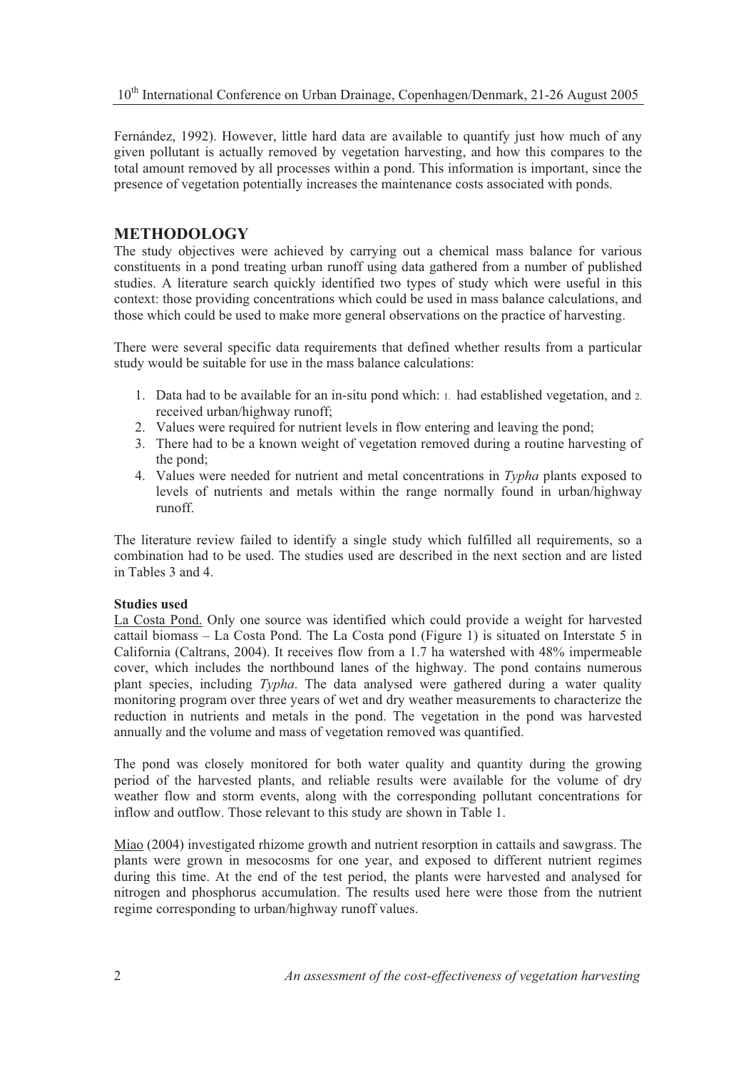Fernández, 1992). However, little hard data are available to quantify just how much of any given pollutant is actually removed by vegetation harvesting, and how this compares to the total amount removed by all processes within a pond. This information is important, since the presence of vegetation potentially increases the maintenance costs associated with ponds.

## METHODOLOGY

The study objectives were achieved by carrying out a chemical mass balance for various constituents in a pond treating urban runoff using data gathered from a number of published studies. A literature search quickly identified two types of study which were useful in this context: those providing concentrations which could be used in mass balance calculations, and those which could be used to make more general observations on the practice of harvesting.

There were several specific data requirements that defined whether results from a particular study would be suitable for use in the mass balance calculations:

1. Data had to be available for an in-situ pond which: 1. had established vegetation, and 2. received urban/highway runoff;
2. Values were required for nutrient levels in flow entering and leaving the pond;
3. There had to be a known weight of vegetation removed during a routine harvesting of the pond;
4. Values were needed for nutrient and metal concentrations in *Typha* plants exposed to levels of nutrients and metals within the range normally found in urban/highway runoff.

The literature review failed to identify a single study which fulfilled all requirements, so a combination had to be used. The studies used are described in the next section and are listed in Tables 3 and 4.

**Studies used**

La Costa Pond. Only one source was identified which could provide a weight for harvested cattail biomass – La Costa Pond. The La Costa pond (Figure 1) is situated on Interstate 5 in California (Caltrans, 2004). It receives flow from a 1.7 ha watershed with 48% impermeable cover, which includes the northbound lanes of the highway. The pond contains numerous plant species, including *Typha*. The data analysed were gathered during a water quality monitoring program over three years of wet and dry weather measurements to characterize the reduction in nutrients and metals in the pond. The vegetation in the pond was harvested annually and the volume and mass of vegetation removed was quantified.

The pond was closely monitored for both water quality and quantity during the growing period of the harvested plants, and reliable results were available for the volume of dry weather flow and storm events, along with the corresponding pollutant concentrations for inflow and outflow. Those relevant to this study are shown in Table 1.

Miao (2004) investigated rhizome growth and nutrient resorption in cattails and sawgrass. The plants were grown in mesocosms for one year, and exposed to different nutrient regimes during this time. At the end of the test period, the plants were harvested and analysed for nitrogen and phosphorus accumulation. The results used here were those from the nutrient regime corresponding to urban/highway runoff values.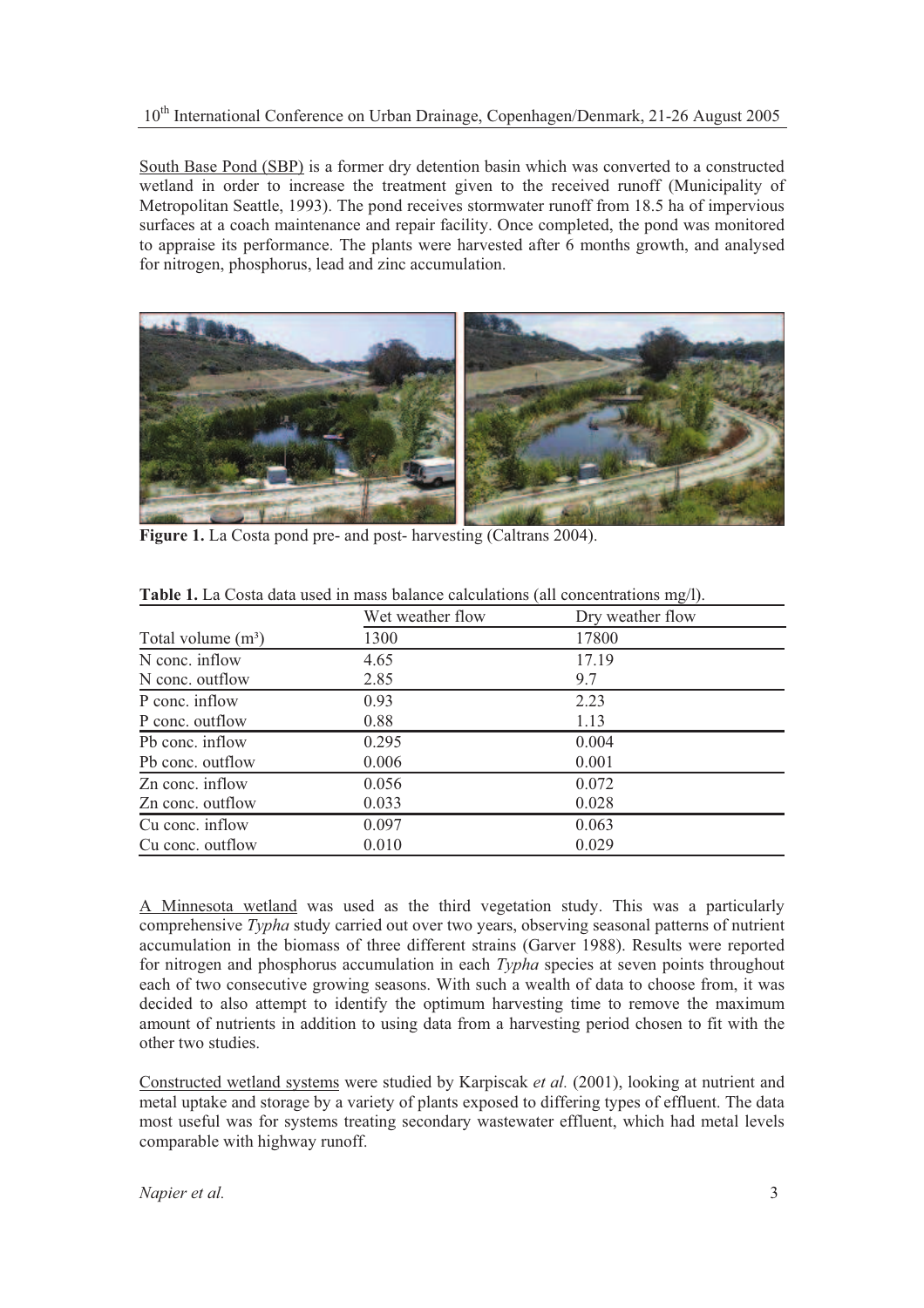South Base Pond (SBP) is a former dry detention basin which was converted to a constructed wetland in order to increase the treatment given to the received runoff (Municipality of Metropolitan Seattle, 1993). The pond receives stormwater runoff from 18.5 ha of impervious surfaces at a coach maintenance and repair facility. Once completed, the pond was monitored to appraise its performance. The plants were harvested after 6 months growth, and analysed for nitrogen, phosphorus, lead and zinc accumulation.

**Figure 1.** La Costa pond pre- and post- harvesting (Caltrans 2004).

**Table 1.** La Costa data used in mass balance calculations (all concentrations mg/l).

| | Wet weather flow | Dry weather flow |
|---|---|---|
| Total volume ($m^3$) | 1300 | 17800 |
| N conc. inflow | 4.65 | 17.19 |
| N conc. outflow | 2.85 | 9.7 |
| P conc. inflow | 0.93 | 2.23 |
| P conc. outflow | 0.88 | 1.13 |
| Pb conc. inflow | 0.295 | 0.004 |
| Pb conc. outflow | 0.006 | 0.001 |
| Zn conc. inflow | 0.056 | 0.072 |
| Zn conc. outflow | 0.033 | 0.028 |
| Cu conc. inflow | 0.097 | 0.063 |
| Cu conc. outflow | 0.010 | 0.029 |

A Minnesota wetland was used as the third vegetation study. This was a particularly comprehensive *Typha* study carried out over two years, observing seasonal patterns of nutrient accumulation in the biomass of three different strains (Garver 1988). Results were reported for nitrogen and phosphorus accumulation in each *Typha* species at seven points throughout each of two consecutive growing seasons. With such a wealth of data to choose from, it was decided to also attempt to identify the optimum harvesting time to remove the maximum amount of nutrients in addition to using data from a harvesting period chosen to fit with the other two studies.

Constructed wetland systems were studied by Karpiscak *et al.* (2001), looking at nutrient and metal uptake and storage by a variety of plants exposed to differing types of effluent. The data most useful was for systems treating secondary wastewater effluent, which had metal levels comparable with highway runoff.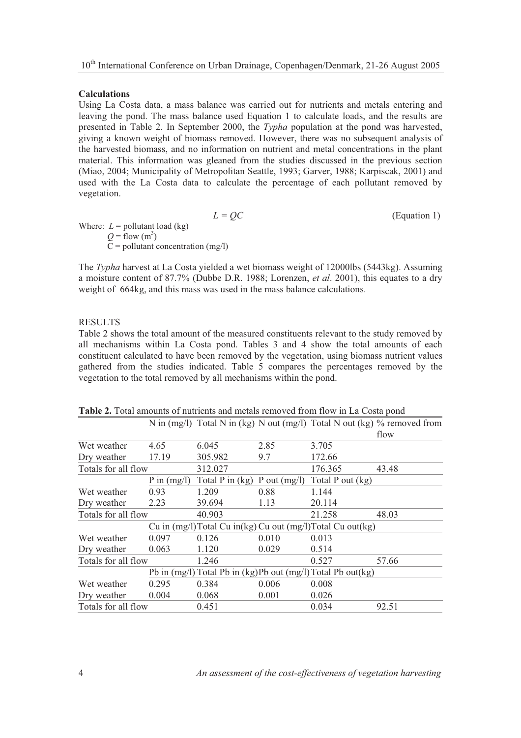**Calculations**

Using La Costa data, a mass balance was carried out for nutrients and metals entering and leaving the pond. The mass balance used Equation 1 to calculate loads, and the results are presented in Table 2. In September 2000, the *Typha* population at the pond was harvested, giving a known weight of biomass removed. However, there was no subsequent analysis of the harvested biomass, and no information on nutrient and metal concentrations in the plant material. This information was gleaned from the studies discussed in the previous section (Miao, 2004; Municipality of Metropolitan Seattle, 1993; Garver, 1988; Karpiscak, 2001) and used with the La Costa data to calculate the percentage of each pollutant removed by vegetation.

$$L = QC \qquad \text{(Equation 1)}$$

Where: $L$ = pollutant load (kg)
$Q$ = flow ($m^3$)
$C$ = pollutant concentration (mg/l)

The *Typha* harvest at La Costa yielded a wet biomass weight of 12000lbs (5443kg). Assuming a moisture content of 87.7% (Dubbe D.R. 1988; Lorenzen, *et al*. 2001), this equates to a dry weight of 664kg, and this mass was used in the mass balance calculations.

RESULTS

Table 2 shows the total amount of the measured constituents relevant to the study removed by all mechanisms within La Costa pond. Tables 3 and 4 show the total amounts of each constituent calculated to have been removed by the vegetation, using biomass nutrient values gathered from the studies indicated. Table 5 compares the percentages removed by the vegetation to the total removed by all mechanisms within the pond.

**Table 2.** Total amounts of nutrients and metals removed from flow in La Costa pond

| | N in (mg/l) | Total N in (kg) | N out (mg/l) | Total N out (kg) | % removed from flow |
|---|---|---|---|---|---|
| Wet weather | 4.65 | 6.045 | 2.85 | 3.705 | |
| Dry weather | 17.19 | 305.982 | 9.7 | 172.66 | |
| Totals for all flow | | 312.027 | | 176.365 | 43.48 |
| | P in (mg/l) | Total P in (kg) | P out (mg/l) | Total P out (kg) | |
| Wet weather | 0.93 | 1.209 | 0.88 | 1.144 | |
| Dry weather | 2.23 | 39.694 | 1.13 | 20.114 | |
| Totals for all flow | | 40.903 | | 21.258 | 48.03 |
| | Cu in (mg/l) | Total Cu in(kg) | Cu out (mg/l) | Total Cu out(kg) | |
| Wet weather | 0.097 | 0.126 | 0.010 | 0.013 | |
| Dry weather | 0.063 | 1.120 | 0.029 | 0.514 | |
| Totals for all flow | | 1.246 | | 0.527 | 57.66 |
| | Pb in (mg/l) | Total Pb in (kg) | Pb out (mg/l) | Total Pb out(kg) | |
| Wet weather | 0.295 | 0.384 | 0.006 | 0.008 | |
| Dry weather | 0.004 | 0.068 | 0.001 | 0.026 | |
| Totals for all flow | | 0.451 | | 0.034 | 92.51 |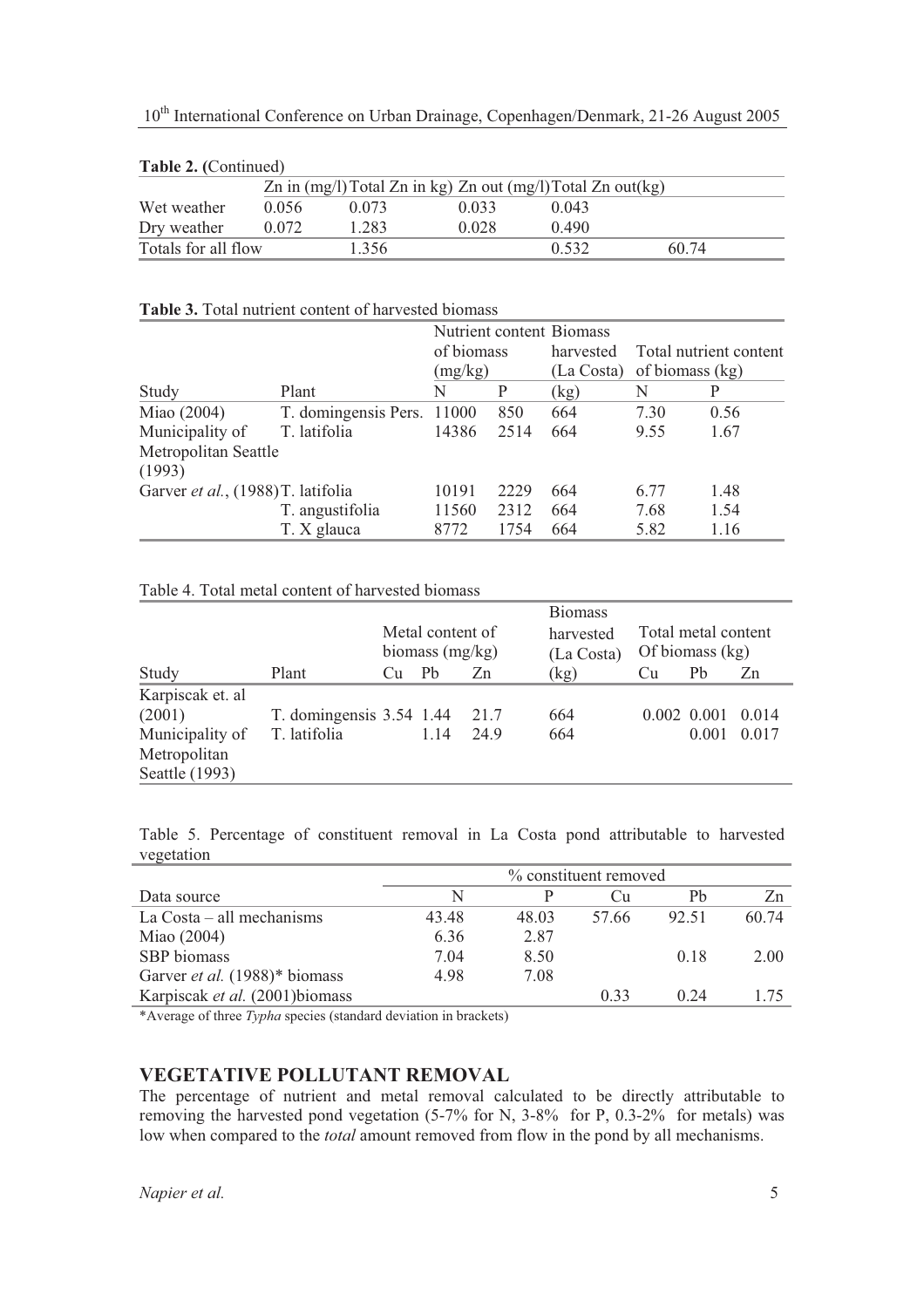**Table 2.** (Continued)

| | Zn in (mg/l) | Total Zn in kg) | Zn out (mg/l) | Total Zn out(kg) | |
|---|---|---|---|---|---|
| Wet weather | 0.056 | 0.073 | 0.033 | 0.043 | |
| Dry weather | 0.072 | 1.283 | 0.028 | 0.490 | |
| Totals for all flow | | 1.356 | | 0.532 | 60.74 |

**Table 3.** Total nutrient content of harvested biomass

| | | Nutrient content of biomass (mg/kg) | | Biomass harvested (La Costa) | Total nutrient content of biomass (kg) | |
|---|---|---|---|---|---|---|
| Study | Plant | N | P | (kg) | N | P |
| Miao (2004) | T. domingensis Pers. | 11000 | 850 | 664 | 7.30 | 0.56 |
| Municipality of Metropolitan Seattle (1993) | T. latifolia | 14386 | 2514 | 664 | 9.55 | 1.67 |
| Garver *et al.*, (1988) | T. latifolia | 10191 | 2229 | 664 | 6.77 | 1.48 |
| | T. angustifolia | 11560 | 2312 | 664 | 7.68 | 1.54 |
| | T. X glauca | 8772 | 1754 | 664 | 5.82 | 1.16 |

Table 4. Total metal content of harvested biomass

| | | Metal content of biomass (mg/kg) | | | Biomass harvested (La Costa) | Total metal content Of biomass (kg) | | |
|---|---|---|---|---|---|---|---|---|
| Study | Plant | Cu | Pb | Zn | (kg) | Cu | Pb | Zn |
| Karpiscak et. al (2001) | T. domingensis | 3.54 | 1.44 | 21.7 | 664 | 0.002 | 0.001 | 0.014 |
| Municipality of Metropolitan Seattle (1993) | T. latifolia | | 1.14 | 24.9 | 664 | | 0.001 | 0.017 |

Table 5. Percentage of constituent removal in La Costa pond attributable to harvested vegetation

| | % constituent removed | | | | |
|---|---|---|---|---|---|
| Data source | N | P | Cu | Pb | Zn |
| La Costa – all mechanisms | 43.48 | 48.03 | 57.66 | 92.51 | 60.74 |
| Miao (2004) | 6.36 | 2.87 | | | |
| SBP biomass | 7.04 | 8.50 | | 0.18 | 2.00 |
| Garver *et al.* (1988)* biomass | 4.98 | 7.08 | | | |
| Karpiscak *et al.* (2001)biomass | | | 0.33 | 0.24 | 1.75 |

*Average of three *Typha* species (standard deviation in brackets)

## VEGETATIVE POLLUTANT REMOVAL

The percentage of nutrient and metal removal calculated to be directly attributable to removing the harvested pond vegetation (5-7% for N, 3-8% for P, 0.3-2% for metals) was low when compared to the *total* amount removed from flow in the pond by all mechanisms.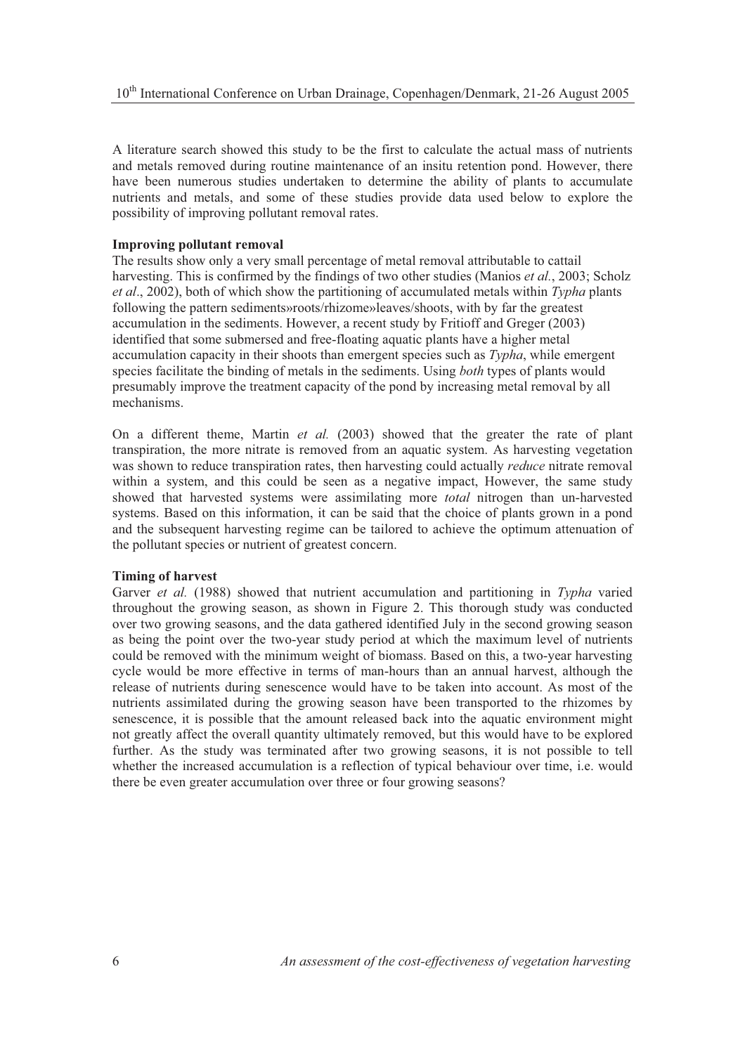A literature search showed this study to be the first to calculate the actual mass of nutrients and metals removed during routine maintenance of an insitu retention pond. However, there have been numerous studies undertaken to determine the ability of plants to accumulate nutrients and metals, and some of these studies provide data used below to explore the possibility of improving pollutant removal rates.

**Improving pollutant removal**

The results show only a very small percentage of metal removal attributable to cattail harvesting. This is confirmed by the findings of two other studies (Manios *et al.*, 2003; Scholz *et al*., 2002), both of which show the partitioning of accumulated metals within *Typha* plants following the pattern sediments»roots/rhizome»leaves/shoots, with by far the greatest accumulation in the sediments. However, a recent study by Fritioff and Greger (2003) identified that some submersed and free-floating aquatic plants have a higher metal accumulation capacity in their shoots than emergent species such as *Typha*, while emergent species facilitate the binding of metals in the sediments. Using *both* types of plants would presumably improve the treatment capacity of the pond by increasing metal removal by all mechanisms.

On a different theme, Martin *et al.* (2003) showed that the greater the rate of plant transpiration, the more nitrate is removed from an aquatic system. As harvesting vegetation was shown to reduce transpiration rates, then harvesting could actually *reduce* nitrate removal within a system, and this could be seen as a negative impact, However, the same study showed that harvested systems were assimilating more *total* nitrogen than un-harvested systems. Based on this information, it can be said that the choice of plants grown in a pond and the subsequent harvesting regime can be tailored to achieve the optimum attenuation of the pollutant species or nutrient of greatest concern.

**Timing of harvest**

Garver *et al.* (1988) showed that nutrient accumulation and partitioning in *Typha* varied throughout the growing season, as shown in Figure 2. This thorough study was conducted over two growing seasons, and the data gathered identified July in the second growing season as being the point over the two-year study period at which the maximum level of nutrients could be removed with the minimum weight of biomass. Based on this, a two-year harvesting cycle would be more effective in terms of man-hours than an annual harvest, although the release of nutrients during senescence would have to be taken into account. As most of the nutrients assimilated during the growing season have been transported to the rhizomes by senescence, it is possible that the amount released back into the aquatic environment might not greatly affect the overall quantity ultimately removed, but this would have to be explored further. As the study was terminated after two growing seasons, it is not possible to tell whether the increased accumulation is a reflection of typical behaviour over time, i.e. would there be even greater accumulation over three or four growing seasons?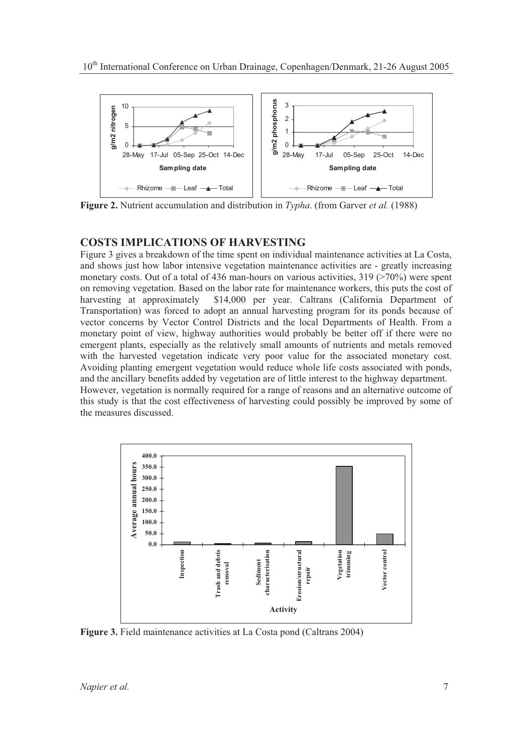**Figure 2.** Nutrient accumulation and distribution in *Typha*. (from Garver *et al.* (1988)

## COSTS IMPLICATIONS OF HARVESTING

Figure 3 gives a breakdown of the time spent on individual maintenance activities at La Costa, and shows just how labor intensive vegetation maintenance activities are - greatly increasing monetary costs. Out of a total of 436 man-hours on various activities, 319 (>70%) were spent on removing vegetation. Based on the labor rate for maintenance workers, this puts the cost of harvesting at approximately \$14,000 per year. Caltrans (California Department of Transportation) was forced to adopt an annual harvesting program for its ponds because of vector concerns by Vector Control Districts and the local Departments of Health. From a monetary point of view, highway authorities would probably be better off if there were no emergent plants, especially as the relatively small amounts of nutrients and metals removed with the harvested vegetation indicate very poor value for the associated monetary cost. Avoiding planting emergent vegetation would reduce whole life costs associated with ponds, and the ancillary benefits added by vegetation are of little interest to the highway department.

However, vegetation is normally required for a range of reasons and an alternative outcome of this study is that the cost effectiveness of harvesting could possibly be improved by some of the measures discussed.

**Figure 3.** Field maintenance activities at La Costa pond (Caltrans 2004)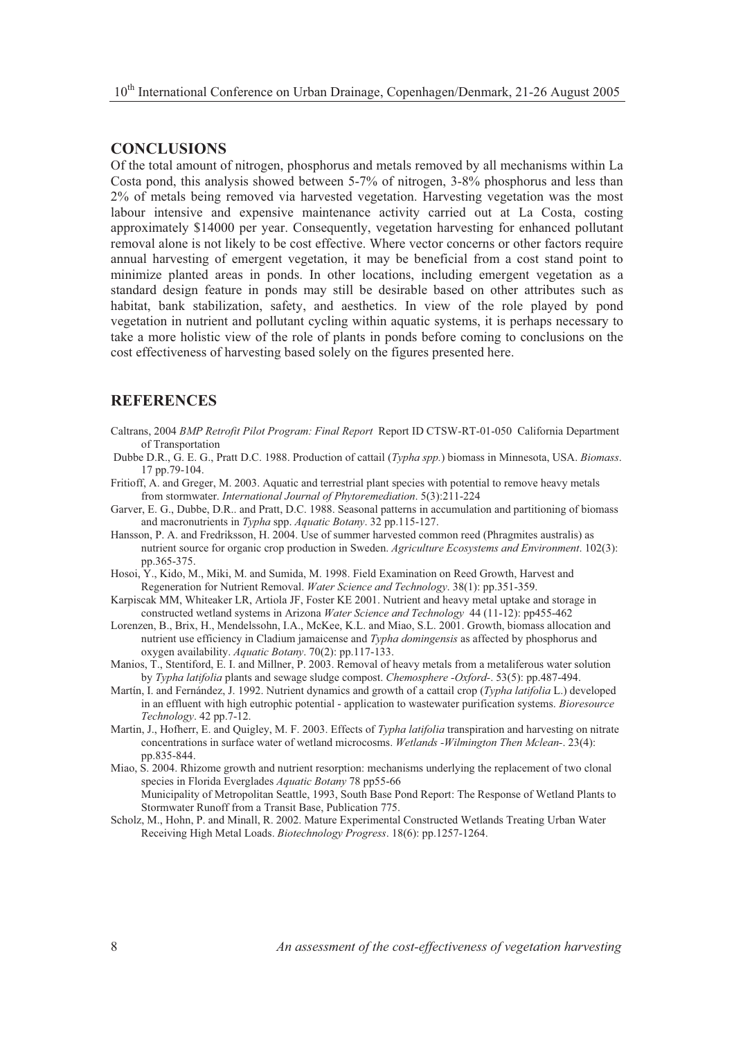## CONCLUSIONS

Of the total amount of nitrogen, phosphorus and metals removed by all mechanisms within La Costa pond, this analysis showed between 5-7% of nitrogen, 3-8% phosphorus and less than 2% of metals being removed via harvested vegetation. Harvesting vegetation was the most labour intensive and expensive maintenance activity carried out at La Costa, costing approximately $14000 per year. Consequently, vegetation harvesting for enhanced pollutant removal alone is not likely to be cost effective. Where vector concerns or other factors require annual harvesting of emergent vegetation, it may be beneficial from a cost stand point to minimize planted areas in ponds. In other locations, including emergent vegetation as a standard design feature in ponds may still be desirable based on other attributes such as habitat, bank stabilization, safety, and aesthetics. In view of the role played by pond vegetation in nutrient and pollutant cycling within aquatic systems, it is perhaps necessary to take a more holistic view of the role of plants in ponds before coming to conclusions on the cost effectiveness of harvesting based solely on the figures presented here.

## REFERENCES

Caltrans, 2004 *BMP Retrofit Pilot Program: Final Report* Report ID CTSW-RT-01-050 California Department of Transportation

Dubbe D.R., G. E. G., Pratt D.C. 1988. Production of cattail (*Typha spp.*) biomass in Minnesota, USA. *Biomass*. 17 pp.79-104.

Fritioff, A. and Greger, M. 2003. Aquatic and terrestrial plant species with potential to remove heavy metals from stormwater. *International Journal of Phytoremediation*. 5(3):211-224

Garver, E. G., Dubbe, D.R.. and Pratt, D.C. 1988. Seasonal patterns in accumulation and partitioning of biomass and macronutrients in *Typha* spp. *Aquatic Botany*. 32 pp.115-127.

Hansson, P. A. and Fredriksson, H. 2004. Use of summer harvested common reed (Phragmites australis) as nutrient source for organic crop production in Sweden. *Agriculture Ecosystems and Environment*. 102(3): pp.365-375.

Hosoi, Y., Kido, M., Miki, M. and Sumida, M. 1998. Field Examination on Reed Growth, Harvest and Regeneration for Nutrient Removal. *Water Science and Technology*. 38(1): pp.351-359.

Karpiscak MM, Whiteaker LR, Artiola JF, Foster KE 2001. Nutrient and heavy metal uptake and storage in constructed wetland systems in Arizona *Water Science and Technology* 44 (11-12): pp455-462

Lorenzen, B., Brix, H., Mendelssohn, I.A., McKee, K.L. and Miao, S.L. 2001. Growth, biomass allocation and nutrient use efficiency in Cladium jamaicense and *Typha domingensis* as affected by phosphorus and oxygen availability. *Aquatic Botany*. 70(2): pp.117-133.

Manios, T., Stentiford, E. I. and Millner, P. 2003. Removal of heavy metals from a metaliferous water solution by *Typha latifolia* plants and sewage sludge compost. *Chemosphere -Oxford-*. 53(5): pp.487-494.

Martín, I. and Fernández, J. 1992. Nutrient dynamics and growth of a cattail crop (*Typha latifolia* L.) developed in an effluent with high eutrophic potential - application to wastewater purification systems. *Bioresource Technology*. 42 pp.7-12.

Martin, J., Hofherr, E. and Quigley, M. F. 2003. Effects of *Typha latifolia* transpiration and harvesting on nitrate concentrations in surface water of wetland microcosms. *Wetlands -Wilmington Then Mclean-*. 23(4): pp.835-844.

Miao, S. 2004. Rhizome growth and nutrient resorption: mechanisms underlying the replacement of two clonal species in Florida Everglades *Aquatic Botany* 78 pp55-66

Municipality of Metropolitan Seattle, 1993, South Base Pond Report: The Response of Wetland Plants to Stormwater Runoff from a Transit Base, Publication 775.

Scholz, M., Hohn, P. and Minall, R. 2002. Mature Experimental Constructed Wetlands Treating Urban Water Receiving High Metal Loads. *Biotechnology Progress*. 18(6): pp.1257-1264.